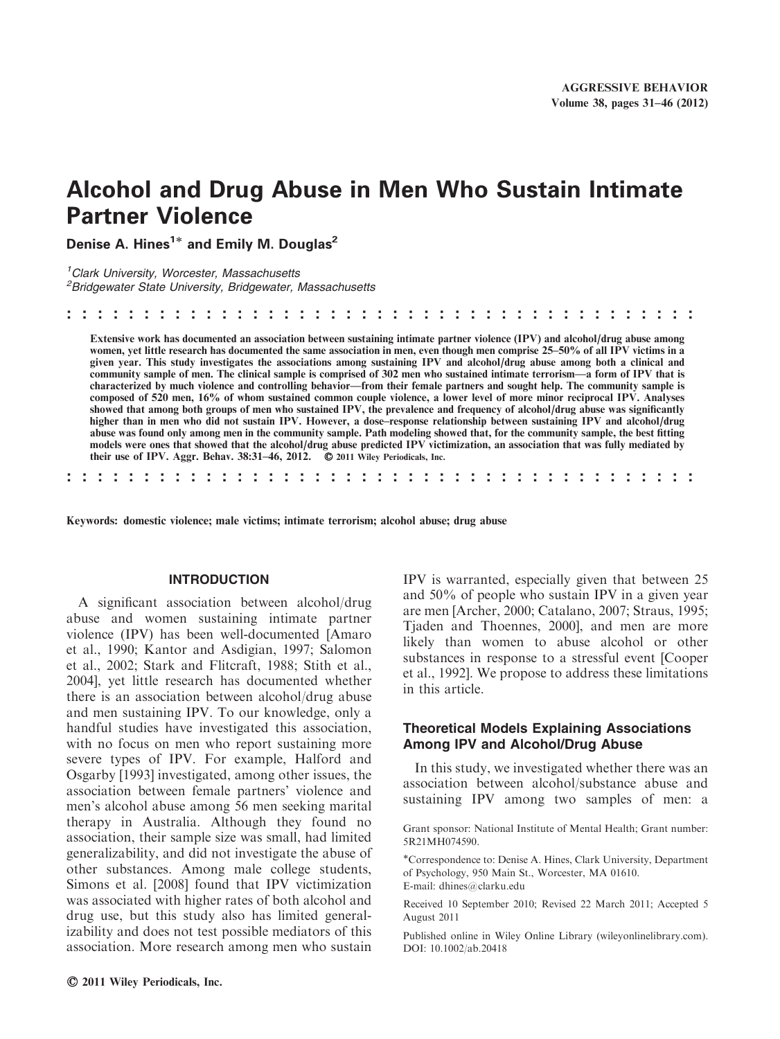# Alcohol and Drug Abuse in Men Who Sustain Intimate Partner Violence

**Denise A. Hines[1]* and Emily M. Douglas[2]**

[1]*Clark University, Worcester, Massachusetts*
[2]*Bridgewater State University, Bridgewater, Massachusetts*

**Extensive work has documented an association between sustaining intimate partner violence (IPV) and alcohol/drug abuse among women, yet little research has documented the same association in men, even though men comprise 25–50% of all IPV victims in a given year. This study investigates the associations among sustaining IPV and alcohol/drug abuse among both a clinical and community sample of men. The clinical sample is comprised of 302 men who sustained intimate terrorism—a form of IPV that is characterized by much violence and controlling behavior—from their female partners and sought help. The community sample is composed of 520 men, 16% of whom sustained common couple violence, a lower level of more minor reciprocal IPV. Analyses showed that among both groups of men who sustained IPV, the prevalence and frequency of alcohol/drug abuse was significantly higher than in men who did not sustain IPV. However, a dose–response relationship between sustaining IPV and alcohol/drug abuse was found only among men in the community sample. Path modeling showed that, for the community sample, the best fitting models were ones that showed that the alcohol/drug abuse predicted IPV victimization, an association that was fully mediated by their use of IPV. Aggr. Behav. 38:31–46, 2012. © 2011 Wiley Periodicals, Inc.**

**Keywords: domestic violence; male victims; intimate terrorism; alcohol abuse; drug abuse**

## INTRODUCTION

A significant association between alcohol/drug abuse and women sustaining intimate partner violence (IPV) has been well-documented [Amaro et al., 1990; Kantor and Asdigian, 1997; Salomon et al., 2002; Stark and Flitcraft, 1988; Stith et al., 2004], yet little research has documented whether there is an association between alcohol/drug abuse and men sustaining IPV. To our knowledge, only a handful studies have investigated this association, with no focus on men who report sustaining more severe types of IPV. For example, Halford and Osgarby [1993] investigated, among other issues, the association between female partners' violence and men's alcohol abuse among 56 men seeking marital therapy in Australia. Although they found no association, their sample size was small, had limited generalizability, and did not investigate the abuse of other substances. Among male college students, Simons et al. [2008] found that IPV victimization was associated with higher rates of both alcohol and drug use, but this study also has limited generalizability and does not test possible mediators of this association. More research among men who sustain IPV is warranted, especially given that between 25 and 50% of people who sustain IPV in a given year are men [Archer, 2000; Catalano, 2007; Straus, 1995; Tjaden and Thoennes, 2000], and men are more likely than women to abuse alcohol or other substances in response to a stressful event [Cooper et al., 1992]. We propose to address these limitations in this article.

### Theoretical Models Explaining Associations Among IPV and Alcohol/Drug Abuse

In this study, we investigated whether there was an association between alcohol/substance abuse and sustaining IPV among two samples of men: a

Grant sponsor: National Institute of Mental Health; Grant number: 5R21MH074590.

*Correspondence to: Denise A. Hines, Clark University, Department of Psychology, 950 Main St., Worcester, MA 01610. E-mail: dhines@clarku.edu

Received 10 September 2010; Revised 22 March 2011; Accepted 5 August 2011

Published online in Wiley Online Library (wileyonlinelibrary.com). DOI: 10.1002/ab.20418

© 2011 Wiley Periodicals, Inc.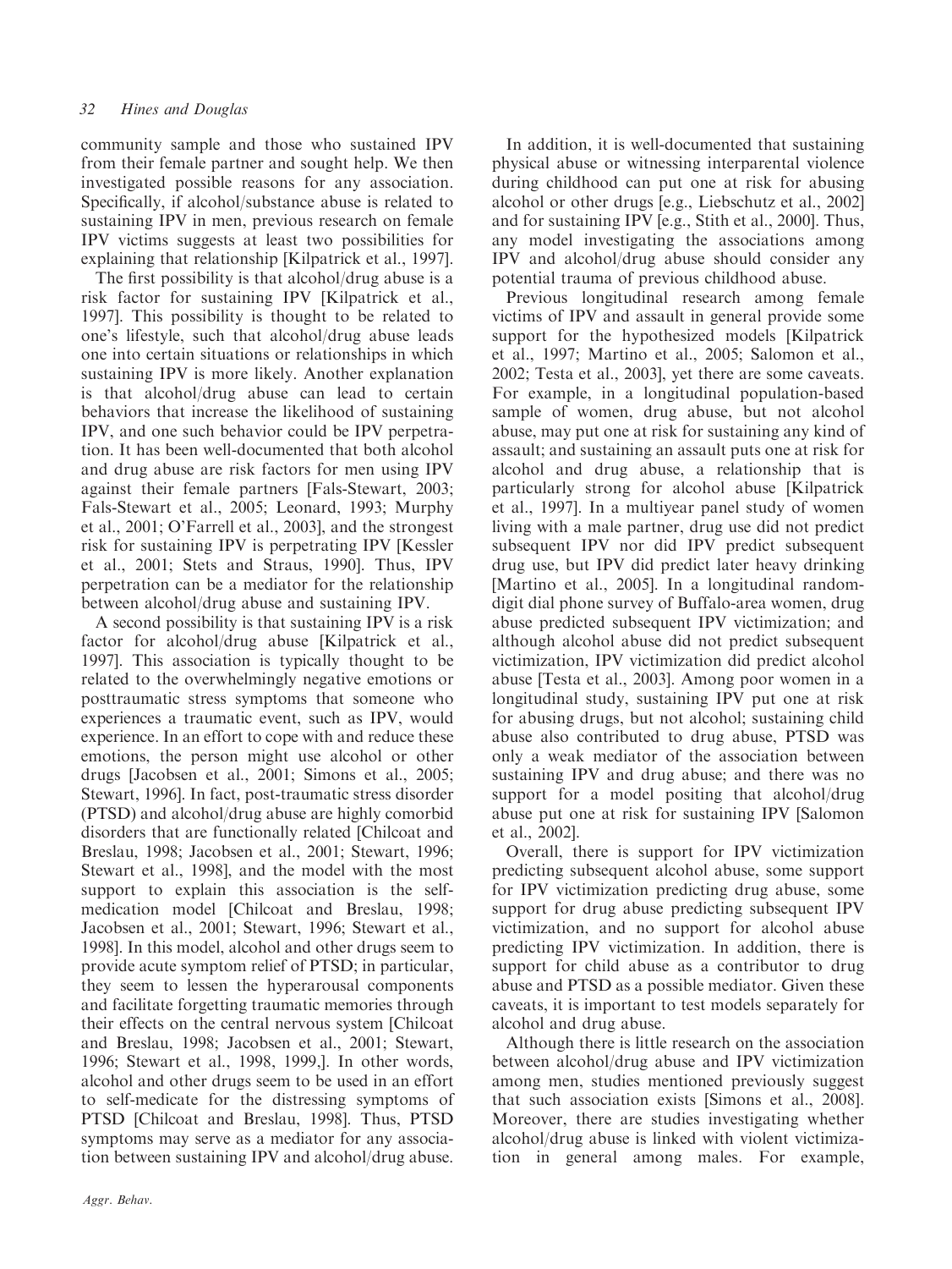community sample and those who sustained IPV from their female partner and sought help. We then investigated possible reasons for any association. Specifically, if alcohol/substance abuse is related to sustaining IPV in men, previous research on female IPV victims suggests at least two possibilities for explaining that relationship [Kilpatrick et al., 1997].

The first possibility is that alcohol/drug abuse is a risk factor for sustaining IPV [Kilpatrick et al., 1997]. This possibility is thought to be related to one's lifestyle, such that alcohol/drug abuse leads one into certain situations or relationships in which sustaining IPV is more likely. Another explanation is that alcohol/drug abuse can lead to certain behaviors that increase the likelihood of sustaining IPV, and one such behavior could be IPV perpetration. It has been well-documented that both alcohol and drug abuse are risk factors for men using IPV against their female partners [Fals-Stewart, 2003; Fals-Stewart et al., 2005; Leonard, 1993; Murphy et al., 2001; O'Farrell et al., 2003], and the strongest risk for sustaining IPV is perpetrating IPV [Kessler et al., 2001; Stets and Straus, 1990]. Thus, IPV perpetration can be a mediator for the relationship between alcohol/drug abuse and sustaining IPV.

A second possibility is that sustaining IPV is a risk factor for alcohol/drug abuse [Kilpatrick et al., 1997]. This association is typically thought to be related to the overwhelmingly negative emotions or posttraumatic stress symptoms that someone who experiences a traumatic event, such as IPV, would experience. In an effort to cope with and reduce these emotions, the person might use alcohol or other drugs [Jacobsen et al., 2001; Simons et al., 2005; Stewart, 1996]. In fact, post-traumatic stress disorder (PTSD) and alcohol/drug abuse are highly comorbid disorders that are functionally related [Chilcoat and Breslau, 1998; Jacobsen et al., 2001; Stewart, 1996; Stewart et al., 1998], and the model with the most support to explain this association is the self-medication model [Chilcoat and Breslau, 1998; Jacobsen et al., 2001; Stewart, 1996; Stewart et al., 1998]. In this model, alcohol and other drugs seem to provide acute symptom relief of PTSD; in particular, they seem to lessen the hyperarousal components and facilitate forgetting traumatic memories through their effects on the central nervous system [Chilcoat and Breslau, 1998; Jacobsen et al., 2001; Stewart, 1996; Stewart et al., 1998, 1999,]. In other words, alcohol and other drugs seem to be used in an effort to self-medicate for the distressing symptoms of PTSD [Chilcoat and Breslau, 1998]. Thus, PTSD symptoms may serve as a mediator for any association between sustaining IPV and alcohol/drug abuse.

In addition, it is well-documented that sustaining physical abuse or witnessing interparental violence during childhood can put one at risk for abusing alcohol or other drugs [e.g., Liebschutz et al., 2002] and for sustaining IPV [e.g., Stith et al., 2000]. Thus, any model investigating the associations among IPV and alcohol/drug abuse should consider any potential trauma of previous childhood abuse.

Previous longitudinal research among female victims of IPV and assault in general provide some support for the hypothesized models [Kilpatrick et al., 1997; Martino et al., 2005; Salomon et al., 2002; Testa et al., 2003], yet there are some caveats. For example, in a longitudinal population-based sample of women, drug abuse, but not alcohol abuse, may put one at risk for sustaining any kind of assault; and sustaining an assault puts one at risk for alcohol and drug abuse, a relationship that is particularly strong for alcohol abuse [Kilpatrick et al., 1997]. In a multiyear panel study of women living with a male partner, drug use did not predict subsequent IPV nor did IPV predict subsequent drug use, but IPV did predict later heavy drinking [Martino et al., 2005]. In a longitudinal random-digit dial phone survey of Buffalo-area women, drug abuse predicted subsequent IPV victimization; and although alcohol abuse did not predict subsequent victimization, IPV victimization did predict alcohol abuse [Testa et al., 2003]. Among poor women in a longitudinal study, sustaining IPV put one at risk for abusing drugs, but not alcohol; sustaining child abuse also contributed to drug abuse, PTSD was only a weak mediator of the association between sustaining IPV and drug abuse; and there was no support for a model positing that alcohol/drug abuse put one at risk for sustaining IPV [Salomon et al., 2002].

Overall, there is support for IPV victimization predicting subsequent alcohol abuse, some support for IPV victimization predicting drug abuse, some support for drug abuse predicting subsequent IPV victimization, and no support for alcohol abuse predicting IPV victimization. In addition, there is support for child abuse as a contributor to drug abuse and PTSD as a possible mediator. Given these caveats, it is important to test models separately for alcohol and drug abuse.

Although there is little research on the association between alcohol/drug abuse and IPV victimization among men, studies mentioned previously suggest that such association exists [Simons et al., 2008]. Moreover, there are studies investigating whether alcohol/drug abuse is linked with violent victimization in general among males. For example,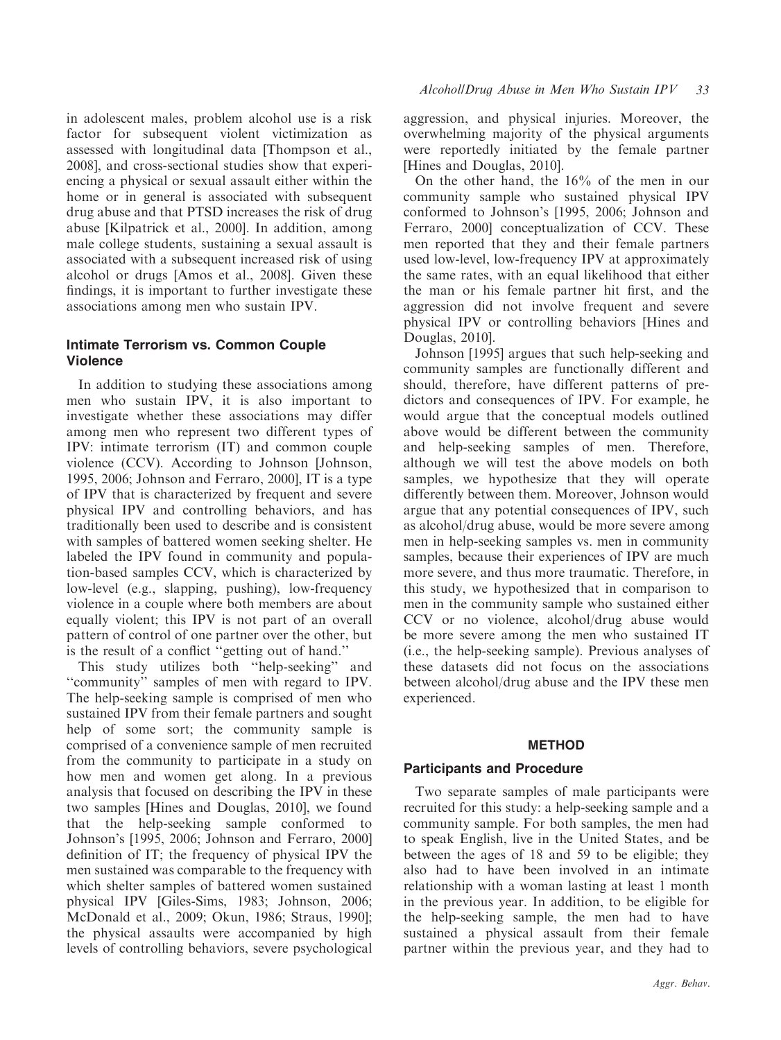in adolescent males, problem alcohol use is a risk factor for subsequent violent victimization as assessed with longitudinal data [Thompson et al., 2008], and cross-sectional studies show that experiencing a physical or sexual assault either within the home or in general is associated with subsequent drug abuse and that PTSD increases the risk of drug abuse [Kilpatrick et al., 2000]. In addition, among male college students, sustaining a sexual assault is associated with a subsequent increased risk of using alcohol or drugs [Amos et al., 2008]. Given these findings, it is important to further investigate these associations among men who sustain IPV.

### Intimate Terrorism vs. Common Couple Violence

In addition to studying these associations among men who sustain IPV, it is also important to investigate whether these associations may differ among men who represent two different types of IPV: intimate terrorism (IT) and common couple violence (CCV). According to Johnson [Johnson, 1995, 2006; Johnson and Ferraro, 2000], IT is a type of IPV that is characterized by frequent and severe physical IPV and controlling behaviors, and has traditionally been used to describe and is consistent with samples of battered women seeking shelter. He labeled the IPV found in community and population-based samples CCV, which is characterized by low-level (e.g., slapping, pushing), low-frequency violence in a couple where both members are about equally violent; this IPV is not part of an overall pattern of control of one partner over the other, but is the result of a conflict "getting out of hand."

This study utilizes both "help-seeking" and "community" samples of men with regard to IPV. The help-seeking sample is comprised of men who sustained IPV from their female partners and sought help of some sort; the community sample is comprised of a convenience sample of men recruited from the community to participate in a study on how men and women get along. In a previous analysis that focused on describing the IPV in these two samples [Hines and Douglas, 2010], we found that the help-seeking sample conformed to Johnson's [1995, 2006; Johnson and Ferraro, 2000] definition of IT; the frequency of physical IPV the men sustained was comparable to the frequency with which shelter samples of battered women sustained physical IPV [Giles-Sims, 1983; Johnson, 2006; McDonald et al., 2009; Okun, 1986; Straus, 1990]; the physical assaults were accompanied by high levels of controlling behaviors, severe psychological aggression, and physical injuries. Moreover, the overwhelming majority of the physical arguments were reportedly initiated by the female partner [Hines and Douglas, 2010].

On the other hand, the 16% of the men in our community sample who sustained physical IPV conformed to Johnson's [1995, 2006; Johnson and Ferraro, 2000] conceptualization of CCV. These men reported that they and their female partners used low-level, low-frequency IPV at approximately the same rates, with an equal likelihood that either the man or his female partner hit first, and the aggression did not involve frequent and severe physical IPV or controlling behaviors [Hines and Douglas, 2010].

Johnson [1995] argues that such help-seeking and community samples are functionally different and should, therefore, have different patterns of predictors and consequences of IPV. For example, he would argue that the conceptual models outlined above would be different between the community and help-seeking samples of men. Therefore, although we will test the above models on both samples, we hypothesize that they will operate differently between them. Moreover, Johnson would argue that any potential consequences of IPV, such as alcohol/drug abuse, would be more severe among men in help-seeking samples vs. men in community samples, because their experiences of IPV are much more severe, and thus more traumatic. Therefore, in this study, we hypothesized that in comparison to men in the community sample who sustained either CCV or no violence, alcohol/drug abuse would be more severe among the men who sustained IT (i.e., the help-seeking sample). Previous analyses of these datasets did not focus on the associations between alcohol/drug abuse and the IPV these men experienced.

## METHOD

### Participants and Procedure

Two separate samples of male participants were recruited for this study: a help-seeking sample and a community sample. For both samples, the men had to speak English, live in the United States, and be between the ages of 18 and 59 to be eligible; they also had to have been involved in an intimate relationship with a woman lasting at least 1 month in the previous year. In addition, to be eligible for the help-seeking sample, the men had to have sustained a physical assault from their female partner within the previous year, and they had to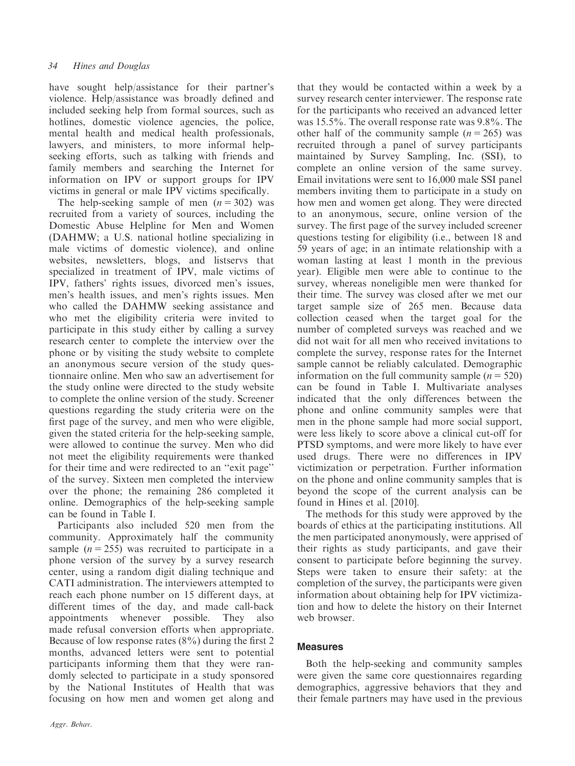have sought help/assistance for their partner's violence. Help/assistance was broadly defined and included seeking help from formal sources, such as hotlines, domestic violence agencies, the police, mental health and medical health professionals, lawyers, and ministers, to more informal help-seeking efforts, such as talking with friends and family members and searching the Internet for information on IPV or support groups for IPV victims in general or male IPV victims specifically.

The help-seeking sample of men ($n = 302$) was recruited from a variety of sources, including the Domestic Abuse Helpline for Men and Women (DAHMW; a U.S. national hotline specializing in male victims of domestic violence), and online websites, newsletters, blogs, and listservs that specialized in treatment of IPV, male victims of IPV, fathers' rights issues, divorced men's issues, men's health issues, and men's rights issues. Men who called the DAHMW seeking assistance and who met the eligibility criteria were invited to participate in this study either by calling a survey research center to complete the interview over the phone or by visiting the study website to complete an anonymous secure version of the study questionnaire online. Men who saw an advertisement for the study online were directed to the study website to complete the online version of the study. Screener questions regarding the study criteria were on the first page of the survey, and men who were eligible, given the stated criteria for the help-seeking sample, were allowed to continue the survey. Men who did not meet the eligibility requirements were thanked for their time and were redirected to an "exit page" of the survey. Sixteen men completed the interview over the phone; the remaining 286 completed it online. Demographics of the help-seeking sample can be found in Table I.

Participants also included 520 men from the community. Approximately half the community sample ($n = 255$) was recruited to participate in a phone version of the survey by a survey research center, using a random digit dialing technique and CATI administration. The interviewers attempted to reach each phone number on 15 different days, at different times of the day, and made call-back appointments whenever possible. They also made refusal conversion efforts when appropriate. Because of low response rates (8%) during the first 2 months, advanced letters were sent to potential participants informing them that they were randomly selected to participate in a study sponsored by the National Institutes of Health that was focusing on how men and women get along and that they would be contacted within a week by a survey research center interviewer. The response rate for the participants who received an advanced letter was 15.5%. The overall response rate was 9.8%. The other half of the community sample ($n = 265$) was recruited through a panel of survey participants maintained by Survey Sampling, Inc. (SSI), to complete an online version of the same survey. Email invitations were sent to 16,000 male SSI panel members inviting them to participate in a study on how men and women get along. They were directed to an anonymous, secure, online version of the survey. The first page of the survey included screener questions testing for eligibility (i.e., between 18 and 59 years of age; in an intimate relationship with a woman lasting at least 1 month in the previous year). Eligible men were able to continue to the survey, whereas noneligible men were thanked for their time. The survey was closed after we met our target sample size of 265 men. Because data collection ceased when the target goal for the number of completed surveys was reached and we did not wait for all men who received invitations to complete the survey, response rates for the Internet sample cannot be reliably calculated. Demographic information on the full community sample ($n = 520$) can be found in Table I. Multivariate analyses indicated that the only differences between the phone and online community samples were that men in the phone sample had more social support, were less likely to score above a clinical cut-off for PTSD symptoms, and were more likely to have ever used drugs. There were no differences in IPV victimization or perpetration. Further information on the phone and online community samples that is beyond the scope of the current analysis can be found in Hines et al. [2010].

The methods for this study were approved by the boards of ethics at the participating institutions. All the men participated anonymously, were apprised of their rights as study participants, and gave their consent to participate before beginning the survey. Steps were taken to ensure their safety: at the completion of the survey, the participants were given information about obtaining help for IPV victimization and how to delete the history on their Internet web browser.

## Measures

Both the help-seeking and community samples were given the same core questionnaires regarding demographics, aggressive behaviors that they and their female partners may have used in the previous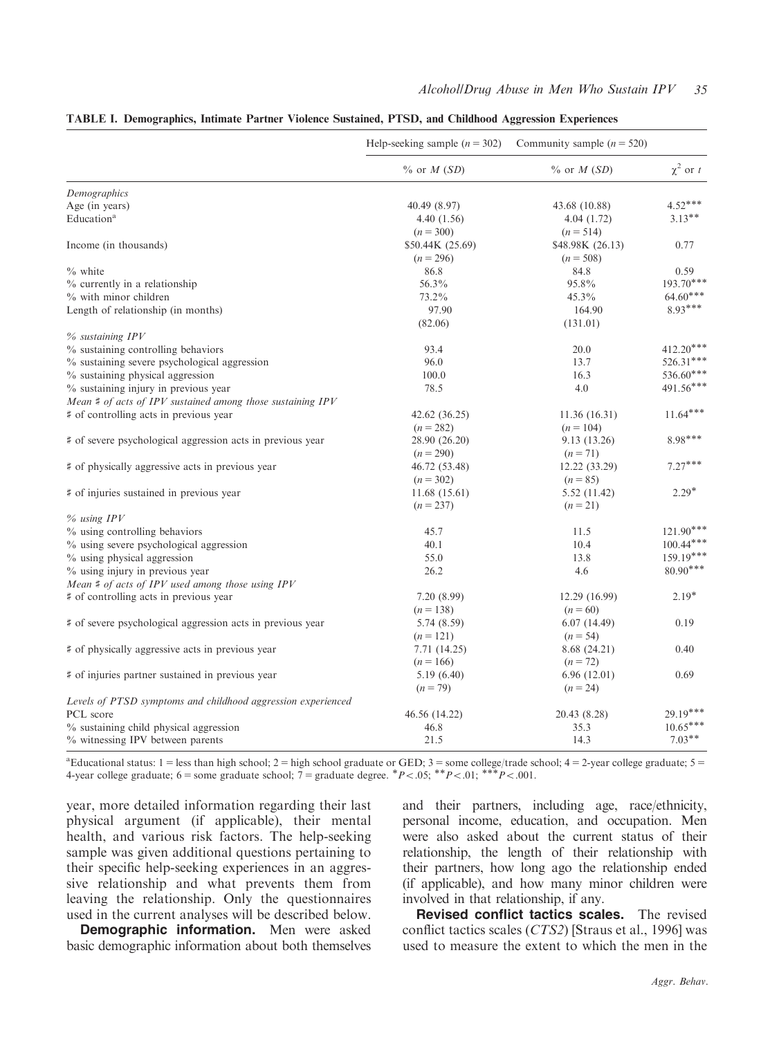**TABLE I. Demographics, Intimate Partner Violence Sustained, PTSD, and Childhood Aggression Experiences**

| | Help-seeking sample ($n = 302$) | Community sample ($n = 520$) | |
|---|---|---|---|
| | % or $M$ ($SD$) | % or $M$ ($SD$) | $\chi^2$ or $t$ |
| *Demographics* | | | |
| Age (in years) | 40.49 (8.97) | 43.68 (10.88) | 4.52*** |
| Education[a] | 4.40 (1.56) ($n = 300$) | 4.04 (1.72) ($n = 514$) | 3.13** |
| Income (in thousands) | \$50.44K (25.69) ($n = 296$) | \$48.98K (26.13) ($n = 508$) | 0.77 |
| % white | 86.8 | 84.8 | 0.59 |
| % currently in a relationship | 56.3% | 95.8% | 193.70*** |
| % with minor children | 73.2% | 45.3% | 64.60*** |
| Length of relationship (in months) | 97.90 (82.06) | 164.90 (131.01) | 8.93*** |
| *% sustaining IPV* | | | |
| % sustaining controlling behaviors | 93.4 | 20.0 | 412.20*** |
| % sustaining severe psychological aggression | 96.0 | 13.7 | 526.31*** |
| % sustaining physical aggression | 100.0 | 16.3 | 536.60*** |
| % sustaining injury in previous year | 78.5 | 4.0 | 491.56*** |
| *Mean # of acts of IPV sustained among those sustaining IPV* | | | |
| # of controlling acts in previous year | 42.62 (36.25) ($n = 282$) | 11.36 (16.31) ($n = 104$) | 11.64*** |
| # of severe psychological aggression acts in previous year | 28.90 (26.20) ($n = 290$) | 9.13 (13.26) ($n = 71$) | 8.98*** |
| # of physically aggressive acts in previous year | 46.72 (53.48) ($n = 302$) | 12.22 (33.29) ($n = 85$) | 7.27*** |
| # of injuries sustained in previous year | 11.68 (15.61) ($n = 237$) | 5.52 (11.42) ($n = 21$) | 2.29* |
| *% using IPV* | | | |
| % using controlling behaviors | 45.7 | 11.5 | 121.90*** |
| % using severe psychological aggression | 40.1 | 10.4 | 100.44*** |
| % using physical aggression | 55.0 | 13.8 | 159.19*** |
| % using injury in previous year | 26.2 | 4.6 | 80.90*** |
| *Mean # of acts of IPV used among those using IPV* | | | |
| # of controlling acts in previous year | 7.20 (8.99) ($n = 138$) | 12.29 (16.99) ($n = 60$) | 2.19* |
| # of severe psychological aggression acts in previous year | 5.74 (8.59) ($n = 121$) | 6.07 (14.49) ($n = 54$) | 0.19 |
| # of physically aggressive acts in previous year | 7.71 (14.25) ($n = 166$) | 8.68 (24.21) ($n = 72$) | 0.40 |
| # of injuries partner sustained in previous year | 5.19 (6.40) ($n = 79$) | 6.96 (12.01) ($n = 24$) | 0.69 |
| *Levels of PTSD symptoms and childhood aggression experienced* | | | |
| PCL score | 46.56 (14.22) | 20.43 (8.28) | 29.19*** |
| % sustaining child physical aggression | 46.8 | 35.3 | 10.65*** |
| % witnessing IPV between parents | 21.5 | 14.3 | 7.03** |

[a]Educational status: 1 = less than high school; 2 = high school graduate or GED; 3 = some college/trade school; 4 = 2-year college graduate; 5 = 4-year college graduate; 6 = some graduate school; 7 = graduate degree. *$P < .05$; **$P < .01$; ***$P < .001$.

year, more detailed information regarding their last physical argument (if applicable), their mental health, and various risk factors. The help-seeking sample was given additional questions pertaining to their specific help-seeking experiences in an aggressive relationship and what prevents them from leaving the relationship. Only the questionnaires used in the current analyses will be described below.

**Demographic information.** Men were asked basic demographic information about both themselves and their partners, including age, race/ethnicity, personal income, education, and occupation. Men were also asked about the current status of their relationship, the length of their relationship with their partners, how long ago the relationship ended (if applicable), and how many minor children were involved in that relationship, if any.

**Revised conflict tactics scales.** The revised conflict tactics scales (*CTS2*) [Straus et al., 1996] was used to measure the extent to which the men in the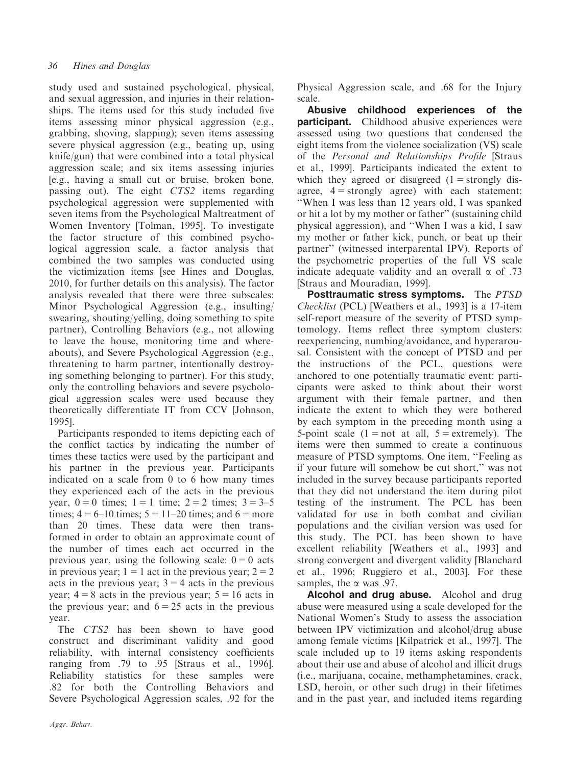study used and sustained psychological, physical, and sexual aggression, and injuries in their relationships. The items used for this study included five items assessing minor physical aggression (e.g., grabbing, shoving, slapping); seven items assessing severe physical aggression (e.g., beating up, using knife/gun) that were combined into a total physical aggression scale; and six items assessing injuries [e.g., having a small cut or bruise, broken bone, passing out). The eight *CTS2* items regarding psychological aggression were supplemented with seven items from the Psychological Maltreatment of Women Inventory [Tolman, 1995]. To investigate the factor structure of this combined psychological aggression scale, a factor analysis that combined the two samples was conducted using the victimization items [see Hines and Douglas, 2010, for further details on this analysis). The factor analysis revealed that there were three subscales: Minor Psychological Aggression (e.g., insulting/swearing, shouting/yelling, doing something to spite partner), Controlling Behaviors (e.g., not allowing to leave the house, monitoring time and whereabouts), and Severe Psychological Aggression (e.g., threatening to harm partner, intentionally destroying something belonging to partner). For this study, only the controlling behaviors and severe psychological aggression scales were used because they theoretically differentiate IT from CCV [Johnson, 1995].

Participants responded to items depicting each of the conflict tactics by indicating the number of times these tactics were used by the participant and his partner in the previous year. Participants indicated on a scale from 0 to 6 how many times they experienced each of the acts in the previous year, 0 = 0 times; 1 = 1 time; 2 = 2 times; 3 = 3–5 times; 4 = 6–10 times; 5 = 11–20 times; and 6 = more than 20 times. These data were then transformed in order to obtain an approximate count of the number of times each act occurred in the previous year, using the following scale: 0 = 0 acts in previous year; 1 = 1 act in the previous year; 2 = 2 acts in the previous year; 3 = 4 acts in the previous year; 4 = 8 acts in the previous year; 5 = 16 acts in the previous year; and 6 = 25 acts in the previous year.

The *CTS2* has been shown to have good construct and discriminant validity and good reliability, with internal consistency coefficients ranging from .79 to .95 [Straus et al., 1996]. Reliability statistics for these samples were .82 for both the Controlling Behaviors and Severe Psychological Aggression scales, .92 for the Physical Aggression scale, and .68 for the Injury scale.

**Abusive childhood experiences of the participant.** Childhood abusive experiences were assessed using two questions that condensed the eight items from the violence socialization (VS) scale of the *Personal and Relationships Profile* [Straus et al., 1999]. Participants indicated the extent to which they agreed or disagreed (1 = strongly disagree, 4 = strongly agree) with each statement: "When I was less than 12 years old, I was spanked or hit a lot by my mother or father" (sustaining child physical aggression), and "When I was a kid, I saw my mother or father kick, punch, or beat up their partner" (witnessed interparental IPV). Reports of the psychometric properties of the full VS scale indicate adequate validity and an overall $\alpha$ of .73 [Straus and Mouradian, 1999].

**Posttraumatic stress symptoms.** The *PTSD Checklist* (PCL) [Weathers et al., 1993] is a 17-item self-report measure of the severity of PTSD symptomatology. Items reflect three symptom clusters: reexperiencing, numbing/avoidance, and hyperarousal. Consistent with the concept of PTSD and per the instructions of the PCL, questions were anchored to one potentially traumatic event: participants were asked to think about their worst argument with their female partner, and then indicate the extent to which they were bothered by each symptom in the preceding month using a 5-point scale (1 = not at all, 5 = extremely). The items were then summed to create a continuous measure of PTSD symptoms. One item, "Feeling as if your future will somehow be cut short," was not included in the survey because participants reported that they did not understand the item during pilot testing of the instrument. The PCL has been validated for use in both combat and civilian populations and the civilian version was used for this study. The PCL has been shown to have excellent reliability [Weathers et al., 1993] and strong convergent and divergent validity [Blanchard et al., 1996; Ruggiero et al., 2003]. For these samples, the $\alpha$ was .97.

**Alcohol and drug abuse.** Alcohol and drug abuse were measured using a scale developed for the National Women's Study to assess the association between IPV victimization and alcohol/drug abuse among female victims [Kilpatrick et al., 1997]. The scale included up to 19 items asking respondents about their use and abuse of alcohol and illicit drugs (i.e., marijuana, cocaine, methamphetamines, crack, LSD, heroin, or other such drug) in their lifetimes and in the past year, and included items regarding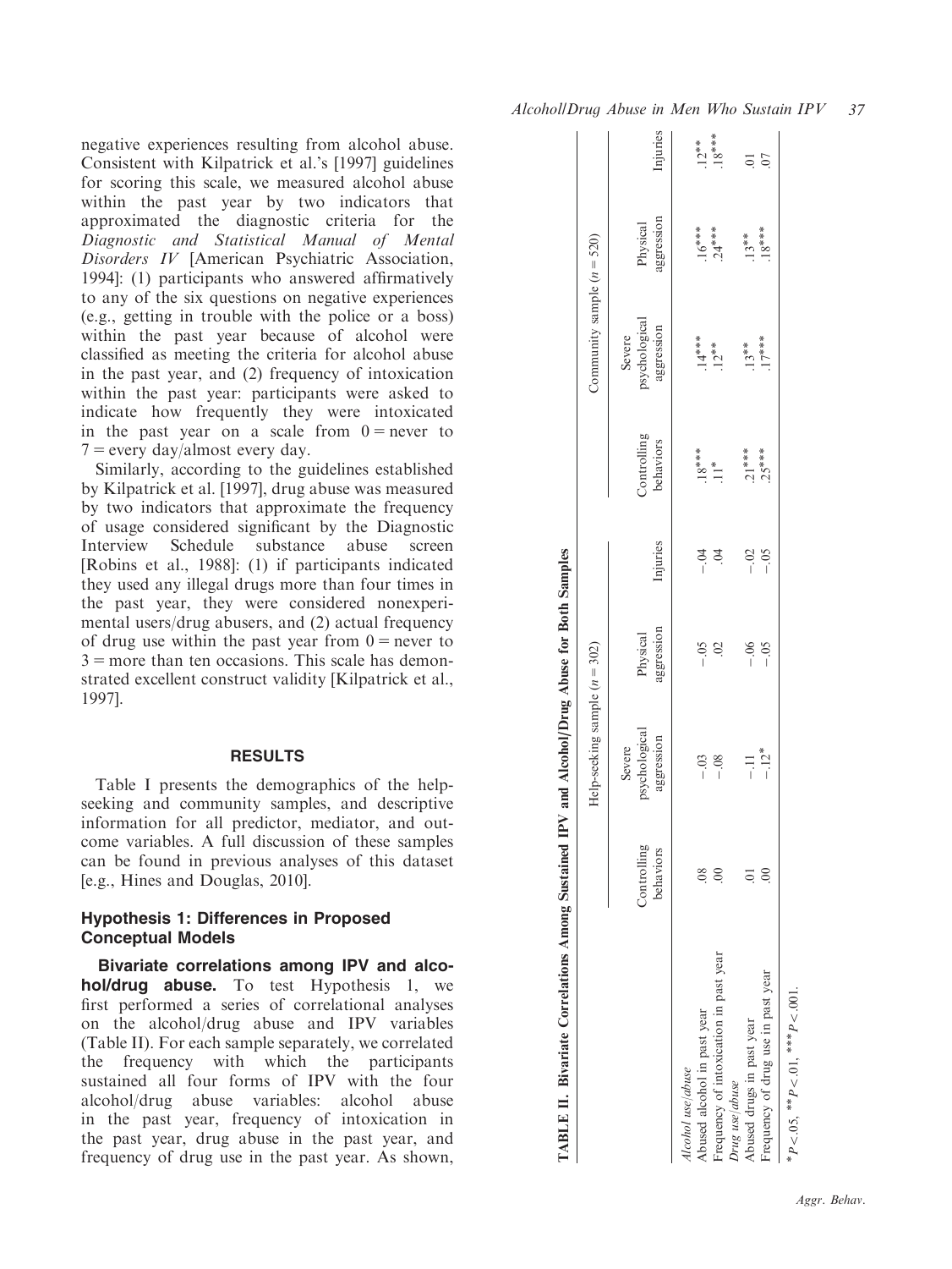negative experiences resulting from alcohol abuse. Consistent with Kilpatrick et al.'s [1997] guidelines for scoring this scale, we measured alcohol abuse within the past year by two indicators that approximated the diagnostic criteria for the *Diagnostic and Statistical Manual of Mental Disorders IV* [American Psychiatric Association, 1994]: (1) participants who answered affirmatively to any of the six questions on negative experiences (e.g., getting in trouble with the police or a boss) within the past year because of alcohol were classified as meeting the criteria for alcohol abuse in the past year, and (2) frequency of intoxication within the past year: participants were asked to indicate how frequently they were intoxicated in the past year on a scale from 0 = never to 7 = every day/almost every day.

Similarly, according to the guidelines established by Kilpatrick et al. [1997], drug abuse was measured by two indicators that approximate the frequency of usage considered significant by the Diagnostic Interview Schedule substance abuse screen [Robins et al., 1988]: (1) if participants indicated they used any illegal drugs more than four times in the past year, they were considered nonexperimental users/drug abusers, and (2) actual frequency of drug use within the past year from 0 = never to 3 = more than ten occasions. This scale has demonstrated excellent construct validity [Kilpatrick et al., 1997].

## RESULTS

Table I presents the demographics of the help-seeking and community samples, and descriptive information for all predictor, mediator, and outcome variables. A full discussion of these samples can be found in previous analyses of this dataset [e.g., Hines and Douglas, 2010].

### Hypothesis 1: Differences in Proposed Conceptual Models

**Bivariate correlations among IPV and alcohol/drug abuse.** To test Hypothesis 1, we first performed a series of correlational analyses on the alcohol/drug abuse and IPV variables (Table II). For each sample separately, we correlated the frequency with which the participants sustained all four forms of IPV with the four alcohol/drug abuse variables: alcohol abuse in the past year, frequency of intoxication in the past year, drug abuse in the past year, and frequency of drug use in the past year. As shown,

**TABLE II. Bivariate Correlations Among Sustained IPV and Alcohol/Drug Abuse for Both Samples**

| | Help-seeking sample ($n = 302$) | | | | Community sample ($n = 520$) | | | |
|---|---|---|---|---|---|---|---|---|
| | Controlling behaviors | Severe psychological aggression | Physical aggression | Injuries | Controlling behaviors | Severe psychological aggression | Physical aggression | Injuries |
| *Alcohol use/abuse* | | | | | | | | |
| Abused alcohol in past year | .08 | −.03 | −.05 | −.04 | .18*** | .14*** | .16*** | .12** |
| Frequency of intoxication in past year | .00 | −.08 | .02 | .04 | .11* | .12** | .24*** | .18*** |
| *Drug use/abuse* | | | | | | | | |
| Abused drugs in past year | .01 | −.11 | −.06 | −.02 | .21*** | .13** | .13** | .01 |
| Frequency of drug use in past year | .00 | −.12* | −.05 | −.05 | .25*** | .17*** | .18*** | .07 |

*$P < .05$, **$P < .01$, ***$P < .001$.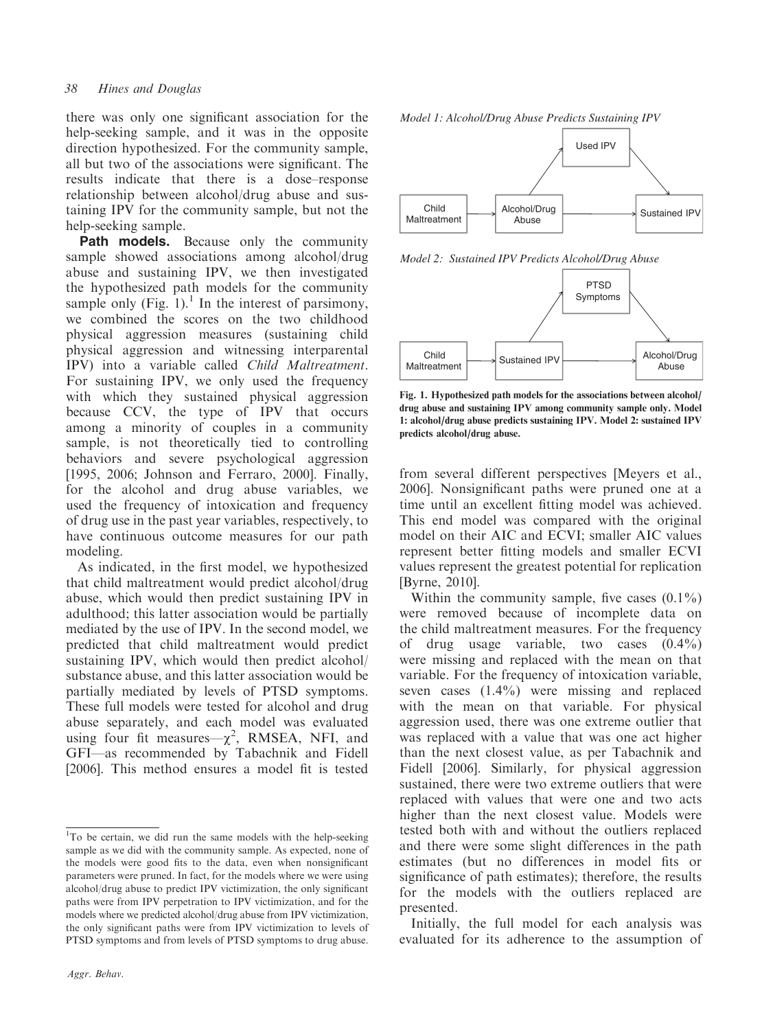there was only one significant association for the help-seeking sample, and it was in the opposite direction hypothesized. For the community sample, all but two of the associations were significant. The results indicate that there is a dose–response relationship between alcohol/drug abuse and sustaining IPV for the community sample, but not the help-seeking sample.

**Path models.** Because only the community sample showed associations among alcohol/drug abuse and sustaining IPV, we then investigated the hypothesized path models for the community sample only (Fig. 1).[1] In the interest of parsimony, we combined the scores on the two childhood physical aggression measures (sustaining child physical aggression and witnessing interparental IPV) into a variable called *Child Maltreatment*. For sustaining IPV, we only used the frequency with which they sustained physical aggression because CCV, the type of IPV that occurs among a minority of couples in a community sample, is not theoretically tied to controlling behaviors and severe psychological aggression [1995, 2006; Johnson and Ferraro, 2000]. Finally, for the alcohol and drug abuse variables, we used the frequency of intoxication and frequency of drug use in the past year variables, respectively, to have continuous outcome measures for our path modeling.

As indicated, in the first model, we hypothesized that child maltreatment would predict alcohol/drug abuse, which would then predict sustaining IPV in adulthood; this latter association would be partially mediated by the use of IPV. In the second model, we predicted that child maltreatment would predict sustaining IPV, which would then predict alcohol/substance abuse, and this latter association would be partially mediated by levels of PTSD symptoms. These full models were tested for alcohol and drug abuse separately, and each model was evaluated using four fit measures—$\chi^2$, RMSEA, NFI, and GFI—as recommended by Tabachnik and Fidell [2006]. This method ensures a model fit is tested from several different perspectives [Meyers et al., 2006]. Nonsignificant paths were pruned one at a time until an excellent fitting model was achieved. This end model was compared with the original model on their AIC and ECVI; smaller AIC values represent better fitting models and smaller ECVI values represent the greatest potential for replication [Byrne, 2010].

*Model 1: Alcohol/Drug Abuse Predicts Sustaining IPV*

Child Maltreatment → Alcohol/Drug Abuse → Sustained IPV; Alcohol/Drug Abuse → Used IPV → Sustained IPV

*Model 2: Sustained IPV Predicts Alcohol/Drug Abuse*

Child Maltreatment → Sustained IPV → Alcohol/Drug Abuse; Sustained IPV → PTSD Symptoms → Alcohol/Drug Abuse

**Fig. 1. Hypothesized path models for the associations between alcohol/drug abuse and sustaining IPV among community sample only. Model 1: alcohol/drug abuse predicts sustaining IPV. Model 2: sustained IPV predicts alcohol/drug abuse.**

Within the community sample, five cases (0.1%) were removed because of incomplete data on the child maltreatment measures. For the frequency of drug usage variable, two cases (0.4%) were missing and replaced with the mean on that variable. For the frequency of intoxication variable, seven cases (1.4%) were missing and replaced with the mean on that variable. For physical aggression used, there was one extreme outlier that was replaced with a value that was one act higher than the next closest value, as per Tabachnik and Fidell [2006]. Similarly, for physical aggression sustained, there were two extreme outliers that were replaced with values that were one and two acts higher than the next closest value. Models were tested both with and without the outliers replaced and there were some slight differences in the path estimates (but no differences in model fits or significance of path estimates); therefore, the results for the models with the outliers replaced are presented.

Initially, the full model for each analysis was evaluated for its adherence to the assumption of

[1] To be certain, we did run the same models with the help-seeking sample as we did with the community sample. As expected, none of the models were good fits to the data, even when nonsignificant parameters were pruned. In fact, for the models where we were using alcohol/drug abuse to predict IPV victimization, the only significant paths were from IPV perpetration to IPV victimization, and for the models where we predicted alcohol/drug abuse from IPV victimization, the only significant paths were from IPV victimization to levels of PTSD symptoms and from levels of PTSD symptoms to drug abuse.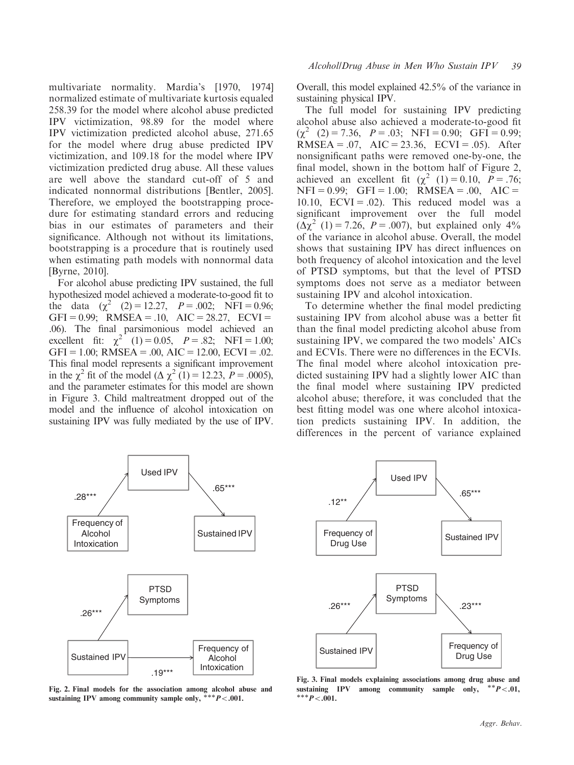multivariate normality. Mardia's [1970, 1974] normalized estimate of multivariate kurtosis equaled 258.39 for the model where alcohol abuse predicted IPV victimization, 98.89 for the model where IPV victimization predicted alcohol abuse, 271.65 for the model where drug abuse predicted IPV victimization, and 109.18 for the model where IPV victimization predicted drug abuse. All these values are well above the standard cut-off of 5 and indicated nonnormal distributions [Bentler, 2005]. Therefore, we employed the bootstrapping procedure for estimating standard errors and reducing bias in our estimates of parameters and their significance. Although not without its limitations, bootstrapping is a procedure that is routinely used when estimating path models with nonnormal data [Byrne, 2010].

For alcohol abuse predicting IPV sustained, the full hypothesized model achieved a moderate-to-good fit to the data ($\chi^2$ (2) = 12.27, $P$ = .002; NFI = 0.96; GFI = 0.99; RMSEA = .10, AIC = 28.27, ECVI = .06). The final parsimonious model achieved an excellent fit: $\chi^2$ (1) = 0.05, $P$ = .82; NFI = 1.00; GFI = 1.00; RMSEA = .00, AIC = 12.00, ECVI = .02. This final model represents a significant improvement in the $\chi^2$ fit of the model ($\Delta\ \chi^2$ (1) = 12.23, $P$ = .0005), and the parameter estimates for this model are shown in Figure 3. Child maltreatment dropped out of the model and the influence of alcohol intoxication on sustaining IPV was fully mediated by the use of IPV. Overall, this model explained 42.5% of the variance in sustaining physical IPV.

The full model for sustaining IPV predicting alcohol abuse also achieved a moderate-to-good fit ($\chi^2$ (2) = 7.36, $P$ = .03; NFI = 0.90; GFI = 0.99; RMSEA = .07, AIC = 23.36, ECVI = .05). After nonsignificant paths were removed one-by-one, the final model, shown in the bottom half of Figure 2, achieved an excellent fit ($\chi^2$ (1) = 0.10, $P$ = .76; NFI = 0.99; GFI = 1.00; RMSEA = .00, AIC = 10.10, ECVI = .02). This reduced model was a significant improvement over the full model ($\Delta\chi^2$ (1) = 7.26, $P$ = .007), but explained only 4% of the variance in alcohol abuse. Overall, the model shows that sustaining IPV has direct influences on both frequency of alcohol intoxication and the level of PTSD symptoms, but that the level of PTSD symptoms does not serve as a mediator between sustaining IPV and alcohol intoxication.

To determine whether the final model predicting sustaining IPV from alcohol abuse was a better fit than the final model predicting alcohol abuse from sustaining IPV, we compared the two models' AICs and ECVIs. There were no differences in the ECVIs. The final model where alcohol intoxication predicted sustaining IPV had a slightly lower AIC than the final model where sustaining IPV predicted alcohol abuse; therefore, it was concluded that the best fitting model was one where alcohol intoxication predicts sustaining IPV. In addition, the differences in the percent of variance explained

Fig. 2. Final models for the association among alcohol abuse and sustaining IPV among community sample only, $^{***}P < .001$.

Fig. 3. Final models explaining associations among drug abuse and sustaining IPV among community sample only, $^{**}P < .01$, $^{***}P < .001$.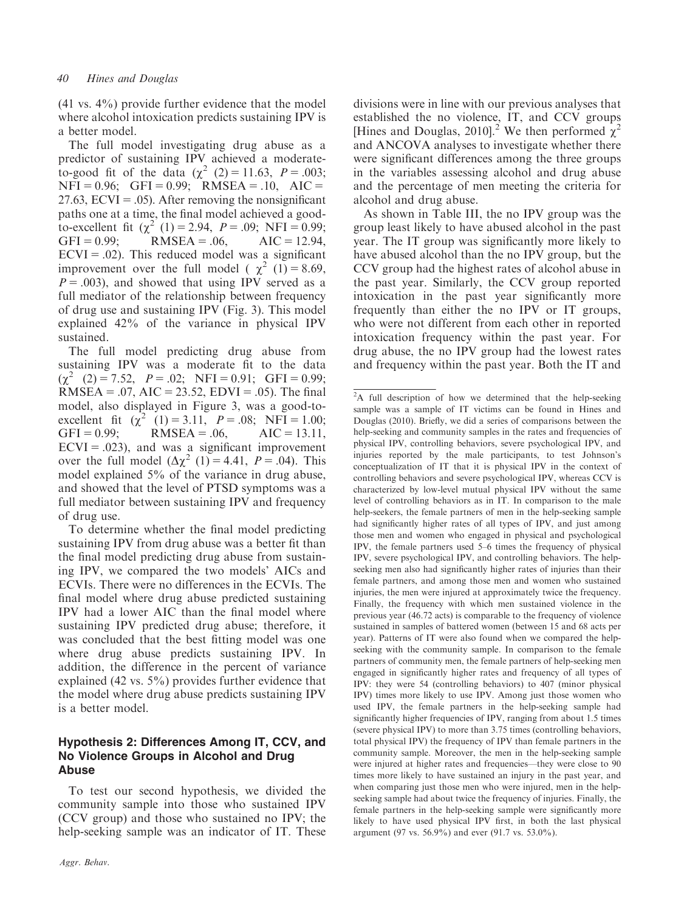(41 vs. 4%) provide further evidence that the model where alcohol intoxication predicts sustaining IPV is a better model.

The full model investigating drug abuse as a predictor of sustaining IPV achieved a moderate-to-good fit of the data ($\chi^2$ (2) = 11.63, $P = .003$; NFI = 0.96; GFI = 0.99; RMSEA = .10, AIC = 27.63, ECVI = .05). After removing the nonsignificant paths one at a time, the final model achieved a good-to-excellent fit ($\chi^2$ (1) = 2.94, $P = .09$; NFI = 0.99; GFI = 0.99; RMSEA = .06, AIC = 12.94, ECVI = .02). This reduced model was a significant improvement over the full model ( $\chi^2$ (1) = 8.69, $P = .003$), and showed that using IPV served as a full mediator of the relationship between frequency of drug use and sustaining IPV (Fig. 3). This model explained 42% of the variance in physical IPV sustained.

The full model predicting drug abuse from sustaining IPV was a moderate fit to the data ($\chi^2$ (2) = 7.52, $P = .02$; NFI = 0.91; GFI = 0.99; RMSEA = .07, AIC = 23.52, EDVI = .05). The final model, also displayed in Figure 3, was a good-to-excellent fit ($\chi^2$ (1) = 3.11, $P = .08$; NFI = 1.00; GFI = 0.99; RMSEA = .06, AIC = 13.11, ECVI = .023), and was a significant improvement over the full model ($\Delta\chi^2$ (1) = 4.41, $P = .04$). This model explained 5% of the variance in drug abuse, and showed that the level of PTSD symptoms was a full mediator between sustaining IPV and frequency of drug use.

To determine whether the final model predicting sustaining IPV from drug abuse was a better fit than the final model predicting drug abuse from sustaining IPV, we compared the two models' AICs and ECVIs. There were no differences in the ECVIs. The final model where drug abuse predicted sustaining IPV had a lower AIC than the final model where sustaining IPV predicted drug abuse; therefore, it was concluded that the best fitting model was one where drug abuse predicts sustaining IPV. In addition, the difference in the percent of variance explained (42 vs. 5%) provides further evidence that the model where drug abuse predicts sustaining IPV is a better model.

### Hypothesis 2: Differences Among IT, CCV, and No Violence Groups in Alcohol and Drug Abuse

To test our second hypothesis, we divided the community sample into those who sustained IPV (CCV group) and those who sustained no IPV; the help-seeking sample was an indicator of IT. These divisions were in line with our previous analyses that established the no violence, IT, and CCV groups [Hines and Douglas, 2010].[2] We then performed $\chi^2$ and ANCOVA analyses to investigate whether there were significant differences among the three groups in the variables assessing alcohol and drug abuse and the percentage of men meeting the criteria for alcohol and drug abuse.

As shown in Table III, the no IPV group was the group least likely to have abused alcohol in the past year. The IT group was significantly more likely to have abused alcohol than the no IPV group, but the CCV group had the highest rates of alcohol abuse in the past year. Similarly, the CCV group reported intoxication in the past year significantly more frequently than either the no IPV or IT groups, who were not different from each other in reported intoxication frequency within the past year. For drug abuse, the no IPV group had the lowest rates and frequency within the past year. Both the IT and

[2] A full description of how we determined that the help-seeking sample was a sample of IT victims can be found in Hines and Douglas (2010). Briefly, we did a series of comparisons between the help-seeking and community samples in the rates and frequencies of physical IPV, controlling behaviors, severe psychological IPV, and injuries reported by the male participants, to test Johnson's conceptualization of IT that it is physical IPV in the context of controlling behaviors and severe psychological IPV, whereas CCV is characterized by low-level mutual physical IPV without the same level of controlling behaviors as in IT. In comparison to the male help-seekers, the female partners of men in the help-seeking sample had significantly higher rates of all types of IPV, and just among those men and women who engaged in physical and psychological IPV, the female partners used 5–6 times the frequency of physical IPV, severe psychological IPV, and controlling behaviors. The help-seeking men also had significantly higher rates of injuries than their female partners, and among those men and women who sustained injuries, the men were injured at approximately twice the frequency. Finally, the frequency with which men sustained violence in the previous year (46.72 acts) is comparable to the frequency of violence sustained in samples of battered women (between 15 and 68 acts per year). Patterns of IT were also found when we compared the help-seeking with the community sample. In comparison to the female partners of community men, the female partners of help-seeking men engaged in significantly higher rates and frequency of all types of IPV: they were 54 (controlling behaviors) to 407 (minor physical IPV) times more likely to use IPV. Among just those women who used IPV, the female partners in the help-seeking sample had significantly higher frequencies of IPV, ranging from about 1.5 times (severe physical IPV) to more than 3.75 times (controlling behaviors, total physical IPV) the frequency of IPV than female partners in the community sample. Moreover, the men in the help-seeking sample were injured at higher rates and frequencies—they were close to 90 times more likely to have sustained an injury in the past year, and when comparing just those men who were injured, men in the help-seeking sample had about twice the frequency of injuries. Finally, the female partners in the help-seeking sample were significantly more likely to have used physical IPV first, in both the last physical argument (97 vs. 56.9%) and ever (91.7 vs. 53.0%).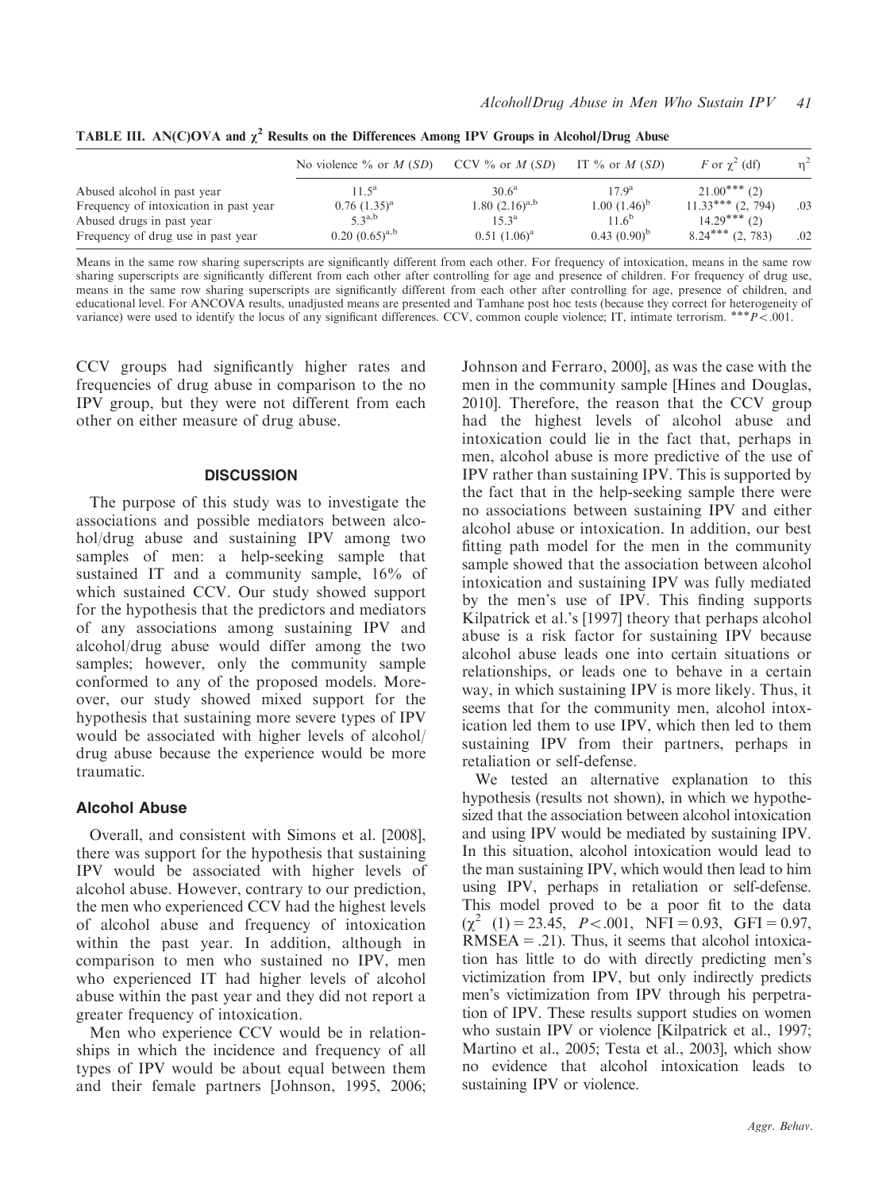TABLE III. AN(C)OVA and $\chi^2$ Results on the Differences Among IPV Groups in Alcohol/Drug Abuse

| | No violence % or $M$ ($SD$) | CCV % or $M$ ($SD$) | IT % or $M$ ($SD$) | $F$ or $\chi^2$ (df) | $\eta^2$ |
|---|---|---|---|---|---|
| Abused alcohol in past year | $11.5^{a}$ | $30.6^{a}$ | $17.9^{a}$ | $21.00^{***}$ (2) | |
| Frequency of intoxication in past year | $0.76\ (1.35)^{a}$ | $1.80\ (2.16)^{a,b}$ | $1.00\ (1.46)^{b}$ | $11.33^{***}$ (2, 794) | .03 |
| Abused drugs in past year | $5.3^{a,b}$ | $15.3^{a}$ | $11.6^{b}$ | $14.29^{***}$ (2) | |
| Frequency of drug use in past year | $0.20\ (0.65)^{a,b}$ | $0.51\ (1.06)^{a}$ | $0.43\ (0.90)^{b}$ | $8.24^{***}$ (2, 783) | .02 |

Means in the same row sharing superscripts are significantly different from each other. For frequency of intoxication, means in the same row sharing superscripts are significantly different from each other after controlling for age and presence of children. For frequency of drug use, means in the same row sharing superscripts are significantly different from each other after controlling for age, presence of children, and educational level. For ANCOVA results, unadjusted means are presented and Tamhane post hoc tests (because they correct for heterogeneity of variance) were used to identify the locus of any significant differences. CCV, common couple violence; IT, intimate terrorism. $^{***}P<.001$.

CCV groups had significantly higher rates and frequencies of drug abuse in comparison to the no IPV group, but they were not different from each other on either measure of drug abuse.

## DISCUSSION

The purpose of this study was to investigate the associations and possible mediators between alcohol/drug abuse and sustaining IPV among two samples of men: a help-seeking sample that sustained IT and a community sample, 16% of which sustained CCV. Our study showed support for the hypothesis that the predictors and mediators of any associations among sustaining IPV and alcohol/drug abuse would differ among the two samples; however, only the community sample conformed to any of the proposed models. Moreover, our study showed mixed support for the hypothesis that sustaining more severe types of IPV would be associated with higher levels of alcohol/drug abuse because the experience would be more traumatic.

### Alcohol Abuse

Overall, and consistent with Simons et al. [2008], there was support for the hypothesis that sustaining IPV would be associated with higher levels of alcohol abuse. However, contrary to our prediction, the men who experienced CCV had the highest levels of alcohol abuse and frequency of intoxication within the past year. In addition, although in comparison to men who sustained no IPV, men who experienced IT had higher levels of alcohol abuse within the past year and they did not report a greater frequency of intoxication.

Men who experience CCV would be in relationships in which the incidence and frequency of all types of IPV would be about equal between them and their female partners [Johnson, 1995, 2006; Johnson and Ferraro, 2000], as was the case with the men in the community sample [Hines and Douglas, 2010]. Therefore, the reason that the CCV group had the highest levels of alcohol abuse and intoxication could lie in the fact that, perhaps in men, alcohol abuse is more predictive of the use of IPV rather than sustaining IPV. This is supported by the fact that in the help-seeking sample there were no associations between sustaining IPV and either alcohol abuse or intoxication. In addition, our best fitting path model for the men in the community sample showed that the association between alcohol intoxication and sustaining IPV was fully mediated by the men's use of IPV. This finding supports Kilpatrick et al.'s [1997] theory that perhaps alcohol abuse is a risk factor for sustaining IPV because alcohol abuse leads one into certain situations or relationships, or leads one to behave in a certain way, in which sustaining IPV is more likely. Thus, it seems that for the community men, alcohol intoxication led them to use IPV, which then led to them sustaining IPV from their partners, perhaps in retaliation or self-defense.

We tested an alternative explanation to this hypothesis (results not shown), in which we hypothesized that the association between alcohol intoxication and using IPV would be mediated by sustaining IPV. In this situation, alcohol intoxication would lead to the man sustaining IPV, which would then lead to him using IPV, perhaps in retaliation or self-defense. This model proved to be a poor fit to the data ($\chi^2$ (1) = 23.45, $P<.001$, NFI = 0.93, GFI = 0.97, RMSEA = .21). Thus, it seems that alcohol intoxication has little to do with directly predicting men's victimization from IPV, but only indirectly predicts men's victimization from IPV through his perpetration of IPV. These results support studies on women who sustain IPV or violence [Kilpatrick et al., 1997; Martino et al., 2005; Testa et al., 2003], which show no evidence that alcohol intoxication leads to sustaining IPV or violence.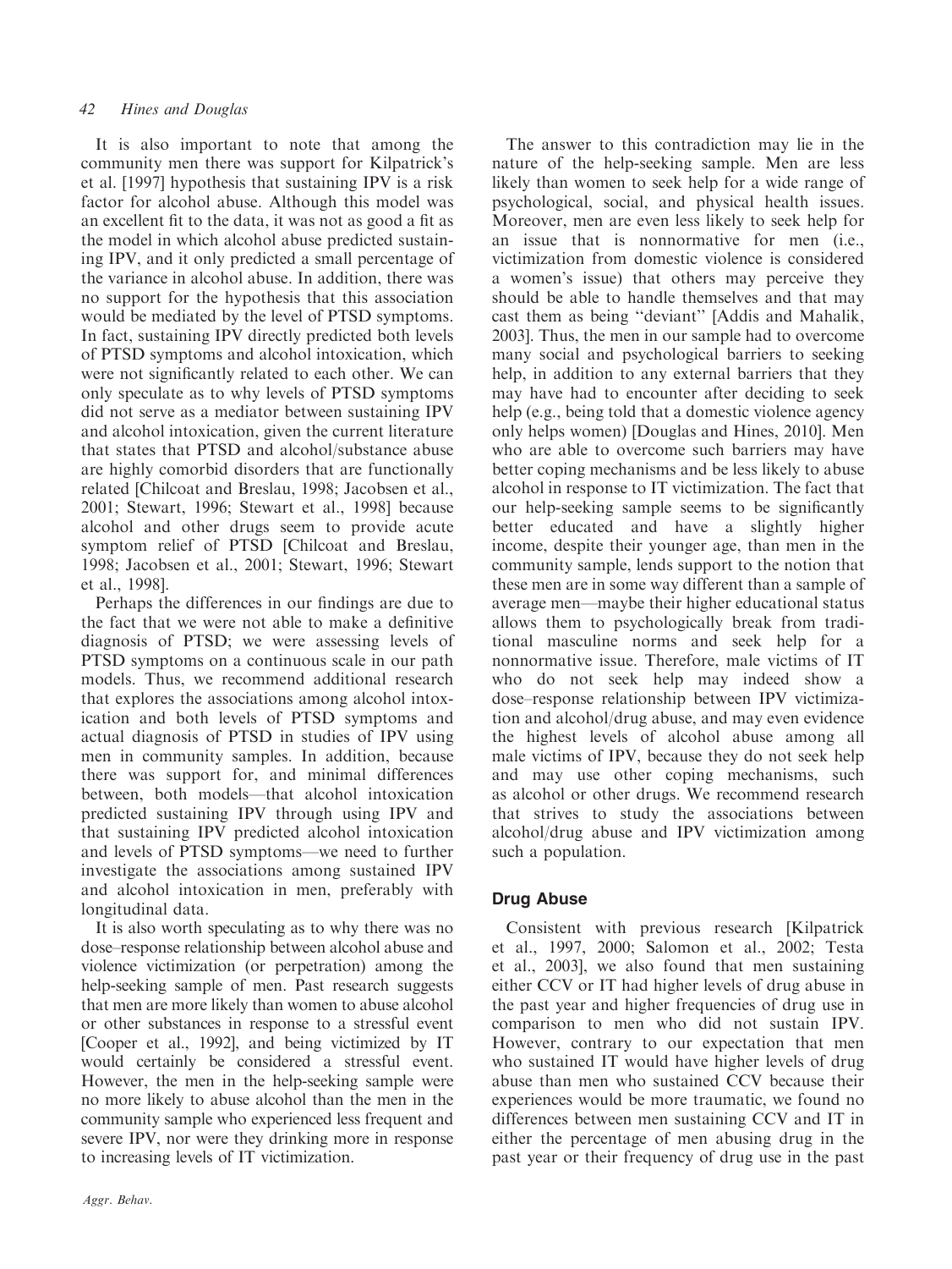It is also important to note that among the community men there was support for Kilpatrick's et al. [1997] hypothesis that sustaining IPV is a risk factor for alcohol abuse. Although this model was an excellent fit to the data, it was not as good a fit as the model in which alcohol abuse predicted sustaining IPV, and it only predicted a small percentage of the variance in alcohol abuse. In addition, there was no support for the hypothesis that this association would be mediated by the level of PTSD symptoms. In fact, sustaining IPV directly predicted both levels of PTSD symptoms and alcohol intoxication, which were not significantly related to each other. We can only speculate as to why levels of PTSD symptoms did not serve as a mediator between sustaining IPV and alcohol intoxication, given the current literature that states that PTSD and alcohol/substance abuse are highly comorbid disorders that are functionally related [Chilcoat and Breslau, 1998; Jacobsen et al., 2001; Stewart, 1996; Stewart et al., 1998] because alcohol and other drugs seem to provide acute symptom relief of PTSD [Chilcoat and Breslau, 1998; Jacobsen et al., 2001; Stewart, 1996; Stewart et al., 1998].

Perhaps the differences in our findings are due to the fact that we were not able to make a definitive diagnosis of PTSD; we were assessing levels of PTSD symptoms on a continuous scale in our path models. Thus, we recommend additional research that explores the associations among alcohol intoxication and both levels of PTSD symptoms and actual diagnosis of PTSD in studies of IPV using men in community samples. In addition, because there was support for, and minimal differences between, both models—that alcohol intoxication predicted sustaining IPV through using IPV and that sustaining IPV predicted alcohol intoxication and levels of PTSD symptoms—we need to further investigate the associations among sustained IPV and alcohol intoxication in men, preferably with longitudinal data.

It is also worth speculating as to why there was no dose–response relationship between alcohol abuse and violence victimization (or perpetration) among the help-seeking sample of men. Past research suggests that men are more likely than women to abuse alcohol or other substances in response to a stressful event [Cooper et al., 1992], and being victimized by IT would certainly be considered a stressful event. However, the men in the help-seeking sample were no more likely to abuse alcohol than the men in the community sample who experienced less frequent and severe IPV, nor were they drinking more in response to increasing levels of IT victimization.

The answer to this contradiction may lie in the nature of the help-seeking sample. Men are less likely than women to seek help for a wide range of psychological, social, and physical health issues. Moreover, men are even less likely to seek help for an issue that is nonnormative for men (i.e., victimization from domestic violence is considered a women's issue) that others may perceive they should be able to handle themselves and that may cast them as being "deviant" [Addis and Mahalik, 2003]. Thus, the men in our sample had to overcome many social and psychological barriers to seeking help, in addition to any external barriers that they may have had to encounter after deciding to seek help (e.g., being told that a domestic violence agency only helps women) [Douglas and Hines, 2010]. Men who are able to overcome such barriers may have better coping mechanisms and be less likely to abuse alcohol in response to IT victimization. The fact that our help-seeking sample seems to be significantly better educated and have a slightly higher income, despite their younger age, than men in the community sample, lends support to the notion that these men are in some way different than a sample of average men—maybe their higher educational status allows them to psychologically break from traditional masculine norms and seek help for a nonnormative issue. Therefore, male victims of IT who do not seek help may indeed show a dose–response relationship between IPV victimization and alcohol/drug abuse, and may even evidence the highest levels of alcohol abuse among all male victims of IPV, because they do not seek help and may use other coping mechanisms, such as alcohol or other drugs. We recommend research that strives to study the associations between alcohol/drug abuse and IPV victimization among such a population.

## Drug Abuse

Consistent with previous research [Kilpatrick et al., 1997, 2000; Salomon et al., 2002; Testa et al., 2003], we also found that men sustaining either CCV or IT had higher levels of drug abuse in the past year and higher frequencies of drug use in comparison to men who did not sustain IPV. However, contrary to our expectation that men who sustained IT would have higher levels of drug abuse than men who sustained CCV because their experiences would be more traumatic, we found no differences between men sustaining CCV and IT in either the percentage of men abusing drug in the past year or their frequency of drug use in the past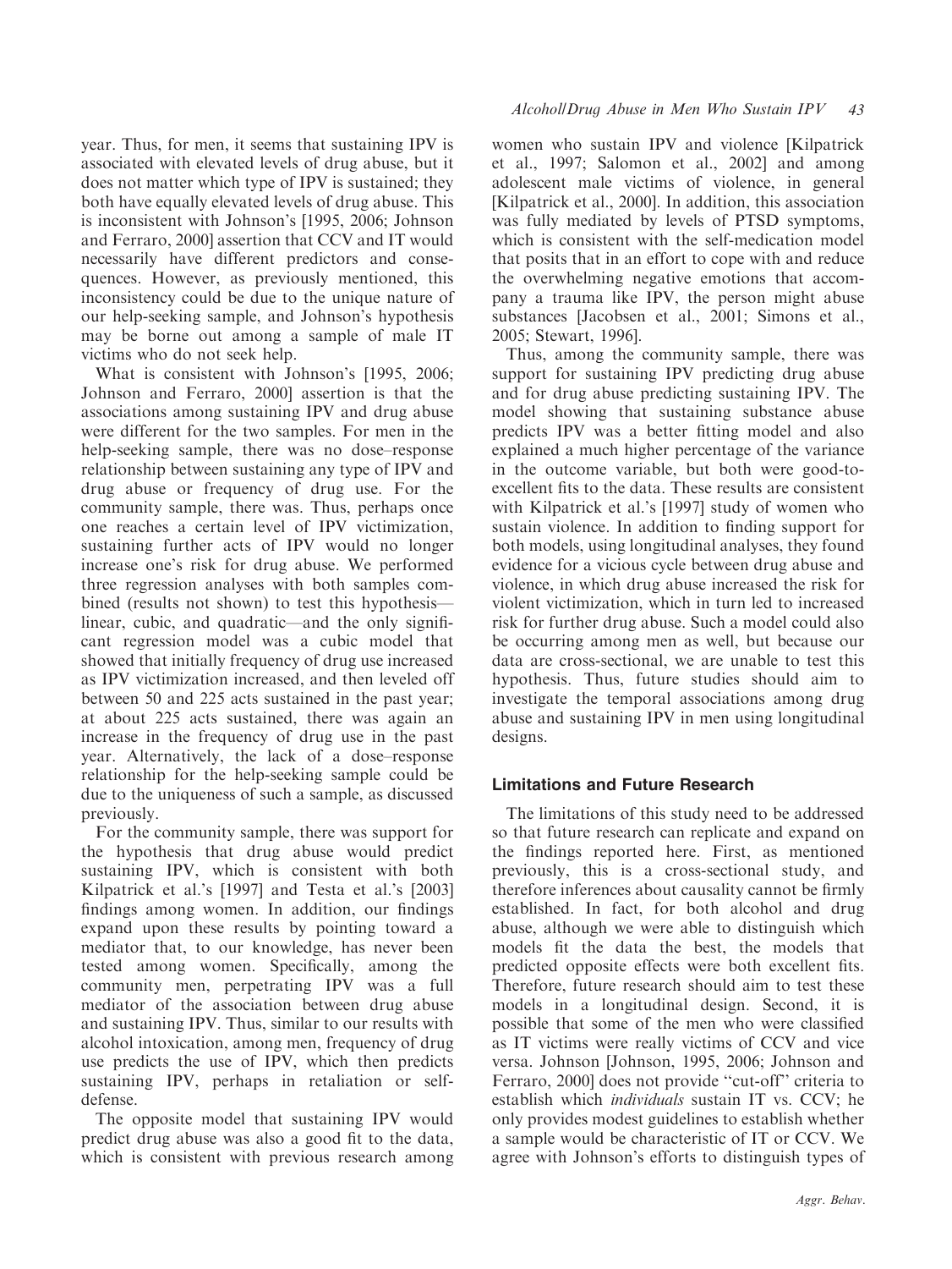year. Thus, for men, it seems that sustaining IPV is associated with elevated levels of drug abuse, but it does not matter which type of IPV is sustained; they both have equally elevated levels of drug abuse. This is inconsistent with Johnson's [1995, 2006; Johnson and Ferraro, 2000] assertion that CCV and IT would necessarily have different predictors and consequences. However, as previously mentioned, this inconsistency could be due to the unique nature of our help-seeking sample, and Johnson's hypothesis may be borne out among a sample of male IT victims who do not seek help.

What is consistent with Johnson's [1995, 2006; Johnson and Ferraro, 2000] assertion is that the associations among sustaining IPV and drug abuse were different for the two samples. For men in the help-seeking sample, there was no dose–response relationship between sustaining any type of IPV and drug abuse or frequency of drug use. For the community sample, there was. Thus, perhaps once one reaches a certain level of IPV victimization, sustaining further acts of IPV would no longer increase one's risk for drug abuse. We performed three regression analyses with both samples combined (results not shown) to test this hypothesis—linear, cubic, and quadratic—and the only significant regression model was a cubic model that showed that initially frequency of drug use increased as IPV victimization increased, and then leveled off between 50 and 225 acts sustained in the past year; at about 225 acts sustained, there was again an increase in the frequency of drug use in the past year. Alternatively, the lack of a dose–response relationship for the help-seeking sample could be due to the uniqueness of such a sample, as discussed previously.

For the community sample, there was support for the hypothesis that drug abuse would predict sustaining IPV, which is consistent with both Kilpatrick et al.'s [1997] and Testa et al.'s [2003] findings among women. In addition, our findings expand upon these results by pointing toward a mediator that, to our knowledge, has never been tested among women. Specifically, among the community men, perpetrating IPV was a full mediator of the association between drug abuse and sustaining IPV. Thus, similar to our results with alcohol intoxication, among men, frequency of drug use predicts the use of IPV, which then predicts sustaining IPV, perhaps in retaliation or self-defense.

The opposite model that sustaining IPV would predict drug abuse was also a good fit to the data, which is consistent with previous research among women who sustain IPV and violence [Kilpatrick et al., 1997; Salomon et al., 2002] and among adolescent male victims of violence, in general [Kilpatrick et al., 2000]. In addition, this association was fully mediated by levels of PTSD symptoms, which is consistent with the self-medication model that posits that in an effort to cope with and reduce the overwhelming negative emotions that accompany a trauma like IPV, the person might abuse substances [Jacobsen et al., 2001; Simons et al., 2005; Stewart, 1996].

Thus, among the community sample, there was support for sustaining IPV predicting drug abuse and for drug abuse predicting sustaining IPV. The model showing that sustaining substance abuse predicts IPV was a better fitting model and also explained a much higher percentage of the variance in the outcome variable, but both were good-to-excellent fits to the data. These results are consistent with Kilpatrick et al.'s [1997] study of women who sustain violence. In addition to finding support for both models, using longitudinal analyses, they found evidence for a vicious cycle between drug abuse and violence, in which drug abuse increased the risk for violent victimization, which in turn led to increased risk for further drug abuse. Such a model could also be occurring among men as well, but because our data are cross-sectional, we are unable to test this hypothesis. Thus, future studies should aim to investigate the temporal associations among drug abuse and sustaining IPV in men using longitudinal designs.

## Limitations and Future Research

The limitations of this study need to be addressed so that future research can replicate and expand on the findings reported here. First, as mentioned previously, this is a cross-sectional study, and therefore inferences about causality cannot be firmly established. In fact, for both alcohol and drug abuse, although we were able to distinguish which models fit the data the best, the models that predicted opposite effects were both excellent fits. Therefore, future research should aim to test these models in a longitudinal design. Second, it is possible that some of the men who were classified as IT victims were really victims of CCV and vice versa. Johnson [Johnson, 1995, 2006; Johnson and Ferraro, 2000] does not provide "cut-off" criteria to establish which *individuals* sustain IT vs. CCV; he only provides modest guidelines to establish whether a sample would be characteristic of IT or CCV. We agree with Johnson's efforts to distinguish types of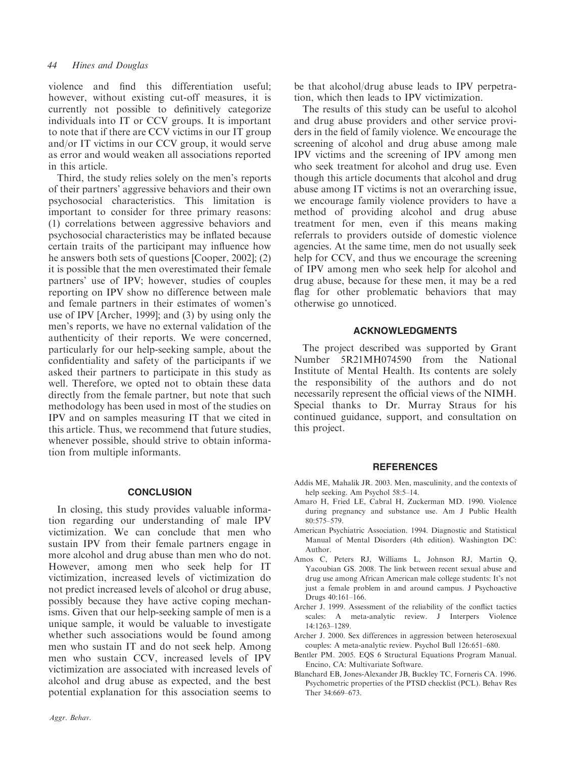violence and find this differentiation useful; however, without existing cut-off measures, it is currently not possible to definitively categorize individuals into IT or CCV groups. It is important to note that if there are CCV victims in our IT group and/or IT victims in our CCV group, it would serve as error and would weaken all associations reported in this article.

Third, the study relies solely on the men's reports of their partners' aggressive behaviors and their own psychosocial characteristics. This limitation is important to consider for three primary reasons: (1) correlations between aggressive behaviors and psychosocial characteristics may be inflated because certain traits of the participant may influence how he answers both sets of questions [Cooper, 2002]; (2) it is possible that the men overestimated their female partners' use of IPV; however, studies of couples reporting on IPV show no difference between male and female partners in their estimates of women's use of IPV [Archer, 1999]; and (3) by using only the men's reports, we have no external validation of the authenticity of their reports. We were concerned, particularly for our help-seeking sample, about the confidentiality and safety of the participants if we asked their partners to participate in this study as well. Therefore, we opted not to obtain these data directly from the female partner, but note that such methodology has been used in most of the studies on IPV and on samples measuring IT that we cited in this article. Thus, we recommend that future studies, whenever possible, should strive to obtain information from multiple informants.

## CONCLUSION

In closing, this study provides valuable information regarding our understanding of male IPV victimization. We can conclude that men who sustain IPV from their female partners engage in more alcohol and drug abuse than men who do not. However, among men who seek help for IT victimization, increased levels of victimization do not predict increased levels of alcohol or drug abuse, possibly because they have active coping mechanisms. Given that our help-seeking sample of men is a unique sample, it would be valuable to investigate whether such associations would be found among men who sustain IT and do not seek help. Among men who sustain CCV, increased levels of IPV victimization are associated with increased levels of alcohol and drug abuse as expected, and the best potential explanation for this association seems to be that alcohol/drug abuse leads to IPV perpetration, which then leads to IPV victimization.

The results of this study can be useful to alcohol and drug abuse providers and other service providers in the field of family violence. We encourage the screening of alcohol and drug abuse among male IPV victims and the screening of IPV among men who seek treatment for alcohol and drug use. Even though this article documents that alcohol and drug abuse among IT victims is not an overarching issue, we encourage family violence providers to have a method of providing alcohol and drug abuse treatment for men, even if this means making referrals to providers outside of domestic violence agencies. At the same time, men do not usually seek help for CCV, and thus we encourage the screening of IPV among men who seek help for alcohol and drug abuse, because for these men, it may be a red flag for other problematic behaviors that may otherwise go unnoticed.

## ACKNOWLEDGMENTS

The project described was supported by Grant Number 5R21MH074590 from the National Institute of Mental Health. Its contents are solely the responsibility of the authors and do not necessarily represent the official views of the NIMH. Special thanks to Dr. Murray Straus for his continued guidance, support, and consultation on this project.

## REFERENCES

Addis ME, Mahalik JR. 2003. Men, masculinity, and the contexts of help seeking. Am Psychol 58:5–14.

Amaro H, Fried LE, Cabral H, Zuckerman MD. 1990. Violence during pregnancy and substance use. Am J Public Health 80:575–579.

American Psychiatric Association. 1994. Diagnostic and Statistical Manual of Mental Disorders (4th edition). Washington DC: Author.

Amos C, Peters RJ, Williams L, Johnson RJ, Martin Q, Yacoubian GS. 2008. The link between recent sexual abuse and drug use among African American male college students: It's not just a female problem in and around campus. J Psychoactive Drugs 40:161–166.

Archer J. 1999. Assessment of the reliability of the conflict tactics scales: A meta-analytic review. J Interpers Violence 14:1263–1289.

Archer J. 2000. Sex differences in aggression between heterosexual couples: A meta-analytic review. Psychol Bull 126:651–680.

Bentler PM. 2005. EQS 6 Structural Equations Program Manual. Encino, CA: Multivariate Software.

Blanchard EB, Jones-Alexander JB, Buckley TC, Forneris CA. 1996. Psychometric properties of the PTSD checklist (PCL). Behav Res Ther 34:669–673.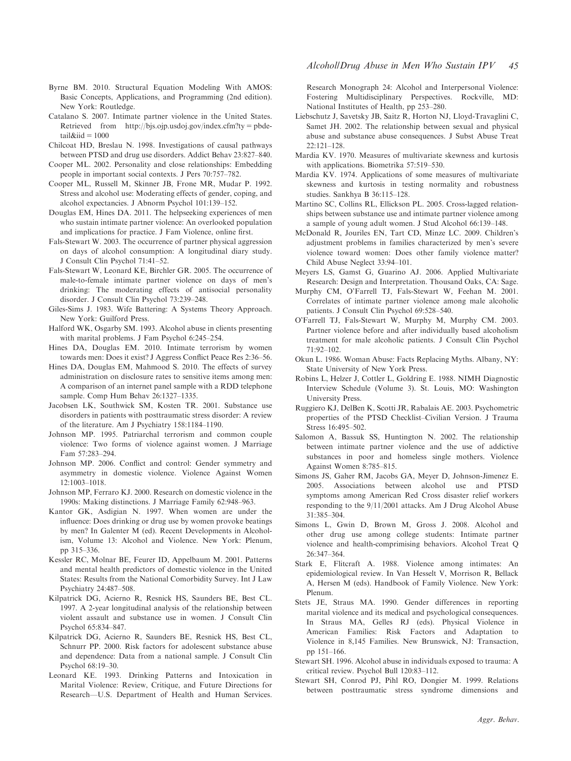Byrne BM. 2010. Structural Equation Modeling With AMOS: Basic Concepts, Applications, and Programming (2nd edition). New York: Routledge.

Catalano S. 2007. Intimate partner violence in the United States. Retrieved from http://bjs.ojp.usdoj.gov/index.cfm?ty = pbdetail&iid = 1000

Chilcoat HD, Breslau N. 1998. Investigations of causal pathways between PTSD and drug use disorders. Addict Behav 23:827–840.

Cooper ML. 2002. Personality and close relationships: Embedding people in important social contexts. J Pers 70:757–782.

Cooper ML, Russell M, Skinner JB, Frone MR, Mudar P. 1992. Stress and alcohol use: Moderating effects of gender, coping, and alcohol expectancies. J Abnorm Psychol 101:139–152.

Douglas EM, Hines DA. 2011. The helpseeking experiences of men who sustain intimate partner violence: An overlooked population and implications for practice. J Fam Violence, online first.

Fals-Stewart W. 2003. The occurrence of partner physical aggression on days of alcohol consumption: A longitudinal diary study. J Consult Clin Psychol 71:41–52.

Fals-Stewart W, Leonard KE, Birchler GR. 2005. The occurrence of male-to-female intimate partner violence on days of men's drinking: The moderating effects of antisocial personality disorder. J Consult Clin Psychol 73:239–248.

Giles-Sims J. 1983. Wife Battering: A Systems Theory Approach. New York: Guilford Press.

Halford WK, Osgarby SM. 1993. Alcohol abuse in clients presenting with marital problems. J Fam Psychol 6:245–254.

Hines DA, Douglas EM. 2010. Intimate terrorism by women towards men: Does it exist? J Aggress Conflict Peace Res 2:36–56.

Hines DA, Douglas EM, Mahmood S. 2010. The effects of survey administration on disclosure rates to sensitive items among men: A comparison of an internet panel sample with a RDD telephone sample. Comp Hum Behav 26:1327–1335.

Jacobsen LK, Southwick SM, Kosten TR. 2001. Substance use disorders in patients with posttraumatic stress disorder: A review of the literature. Am J Psychiatry 158:1184–1190.

Johnson MP. 1995. Patriarchal terrorism and common couple violence: Two forms of violence against women. J Marriage Fam 57:283–294.

Johnson MP. 2006. Conflict and control: Gender symmetry and asymmetry in domestic violence. Violence Against Women 12:1003–1018.

Johnson MP, Ferraro KJ. 2000. Research on domestic violence in the 1990s: Making distinctions. J Marriage Family 62:948–963.

Kantor GK, Asdigian N. 1997. When women are under the influence: Does drinking or drug use by women provoke beatings by men? In Galenter M (ed). Recent Developments in Alcoholism, Volume 13: Alcohol and Violence. New York: Plenum, pp 315–336.

Kessler RC, Molnar BE, Feurer ID, Appelbaum M. 2001. Patterns and mental health predictors of domestic violence in the United States: Results from the National Comorbidity Survey. Int J Law Psychiatry 24:487–508.

Kilpatrick DG, Acierno R, Resnick HS, Saunders BE, Best CL. 1997. A 2-year longitudinal analysis of the relationship between violent assault and substance use in women. J Consult Clin Psychol 65:834–847.

Kilpatrick DG, Acierno R, Saunders BE, Resnick HS, Best CL, Schnurr PP. 2000. Risk factors for adolescent substance abuse and dependence: Data from a national sample. J Consult Clin Psychol 68:19–30.

Leonard KE. 1993. Drinking Patterns and Intoxication in Marital Violence: Review, Critique, and Future Directions for Research—U.S. Department of Health and Human Services. Research Monograph 24: Alcohol and Interpersonal Violence: Fostering Multidisciplinary Perspectives. Rockville, MD: National Institutes of Health, pp 253–280.

Liebschutz J, Savetsky JB, Saitz R, Horton NJ, Lloyd-Travaglini C, Samet JH. 2002. The relationship between sexual and physical abuse and substance abuse consequences. J Subst Abuse Treat 22:121–128.

Mardia KV. 1970. Measures of multivariate skewness and kurtosis with applications. Biometrika 57:519–530.

Mardia KV. 1974. Applications of some measures of multivariate skewness and kurtosis in testing normality and robustness studies. Sankhya B 36:115–128.

Martino SC, Collins RL, Ellickson PL. 2005. Cross-lagged relationships between substance use and intimate partner violence among a sample of young adult women. J Stud Alcohol 66:139–148.

McDonald R, Jouriles EN, Tart CD, Minze LC. 2009. Children's adjustment problems in families characterized by men's severe violence toward women: Does other family violence matter? Child Abuse Neglect 33:94–101.

Meyers LS, Gamst G, Guarino AJ. 2006. Applied Multivariate Research: Design and Interpretation. Thousand Oaks, CA: Sage.

Murphy CM, O'Farrell TJ, Fals-Stewart W, Feehan M. 2001. Correlates of intimate partner violence among male alcoholic patients. J Consult Clin Psychol 69:528–540.

O'Farrell TJ, Fals-Stewart W, Murphy M, Murphy CM. 2003. Partner violence before and after individually based alcoholism treatment for male alcoholic patients. J Consult Clin Psychol 71:92–102.

Okun L. 1986. Woman Abuse: Facts Replacing Myths. Albany, NY: State University of New York Press.

Robins L, Helzer J, Cottler L, Goldring E. 1988. NIMH Diagnostic Interview Schedule (Volume 3). St. Louis, MO: Washington University Press.

Ruggiero KJ, DelBen K, Scotti JR, Rabalais AE. 2003. Psychometric properties of the PTSD Checklist–Civilian Version. J Trauma Stress 16:495–502.

Salomon A, Bassuk SS, Huntington N. 2002. The relationship between intimate partner violence and the use of addictive substances in poor and homeless single mothers. Violence Against Women 8:785–815.

Simons JS, Gaher RM, Jacobs GA, Meyer D, Johnson-Jimenez E. 2005. Associations between alcohol use and PTSD symptoms among American Red Cross disaster relief workers responding to the 9/11/2001 attacks. Am J Drug Alcohol Abuse 31:385–304.

Simons L, Gwin D, Brown M, Gross J. 2008. Alcohol and other drug use among college students: Intimate partner violence and health-comprimising behaviors. Alcohol Treat Q 26:347–364.

Stark E, Flitcraft A. 1988. Violence among intimates: An epidemiological review. In Van Hesselt V, Morrison R, Bellack A, Hersen M (eds). Handbook of Family Violence. New York: Plenum.

Stets JE, Straus MA. 1990. Gender differences in reporting marital violence and its medical and psychological consequences. In Straus MA, Gelles RJ (eds). Physical Violence in American Families: Risk Factors and Adaptation to Violence in 8,145 Families. New Brunswick, NJ: Transaction, pp 151–166.

Stewart SH. 1996. Alcohol abuse in individuals exposed to trauma: A critical review. Psychol Bull 120:83–112.

Stewart SH, Conrod PJ, Pihl RO, Dongier M. 1999. Relations between posttraumatic stress syndrome dimensions and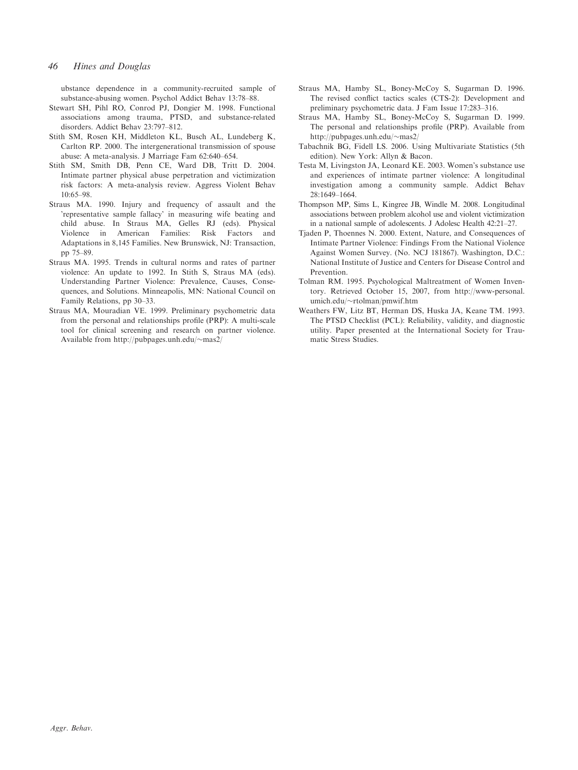ubstance dependence in a community-recruited sample of substance-abusing women. Psychol Addict Behav 13:78–88.

Stewart SH, Pihl RO, Conrod PJ, Dongier M. 1998. Functional associations among trauma, PTSD, and substance-related disorders. Addict Behav 23:797–812.

Stith SM, Rosen KH, Middleton KL, Busch AL, Lundeberg K, Carlton RP. 2000. The intergenerational transmission of spouse abuse: A meta-analysis. J Marriage Fam 62:640–654.

Stith SM, Smith DB, Penn CE, Ward DB, Tritt D. 2004. Intimate partner physical abuse perpetration and victimization risk factors: A meta-analysis review. Aggress Violent Behav 10:65–98.

Straus MA. 1990. Injury and frequency of assault and the 'representative sample fallacy' in measuring wife beating and child abuse. In Straus MA, Gelles RJ (eds). Physical Violence in American Families: Risk Factors and Adaptations in 8,145 Families. New Brunswick, NJ: Transaction, pp 75–89.

Straus MA. 1995. Trends in cultural norms and rates of partner violence: An update to 1992. In Stith S, Straus MA (eds). Understanding Partner Violence: Prevalence, Causes, Consequences, and Solutions. Minneapolis, MN: National Council on Family Relations, pp 30–33.

Straus MA, Mouradian VE. 1999. Preliminary psychometric data from the personal and relationships profile (PRP): A multi-scale tool for clinical screening and research on partner violence. Available from http://pubpages.unh.edu/~mas2/

Straus MA, Hamby SL, Boney-McCoy S, Sugarman D. 1996. The revised conflict tactics scales (CTS-2): Development and preliminary psychometric data. J Fam Issue 17:283–316.

Straus MA, Hamby SL, Boney-McCoy S, Sugarman D. 1999. The personal and relationships profile (PRP). Available from http://pubpages.unh.edu/~mas2/

Tabachnik BG, Fidell LS. 2006. Using Multivariate Statistics (5th edition). New York: Allyn & Bacon.

Testa M, Livingston JA, Leonard KE. 2003. Women's substance use and experiences of intimate partner violence: A longitudinal investigation among a community sample. Addict Behav 28:1649–1664.

Thompson MP, Sims L, Kingree JB, Windle M. 2008. Longitudinal associations between problem alcohol use and violent victimization in a national sample of adolescents. J Adolesc Health 42:21–27.

Tjaden P, Thoennes N. 2000. Extent, Nature, and Consequences of Intimate Partner Violence: Findings From the National Violence Against Women Survey. (No. NCJ 181867). Washington, D.C.: National Institute of Justice and Centers for Disease Control and Prevention.

Tolman RM. 1995. Psychological Maltreatment of Women Inventory. Retrieved October 15, 2007, from http://www-personal.umich.edu/~rtolman/pmwif.htm

Weathers FW, Litz BT, Herman DS, Huska JA, Keane TM. 1993. The PTSD Checklist (PCL): Reliability, validity, and diagnostic utility. Paper presented at the International Society for Traumatic Stress Studies.